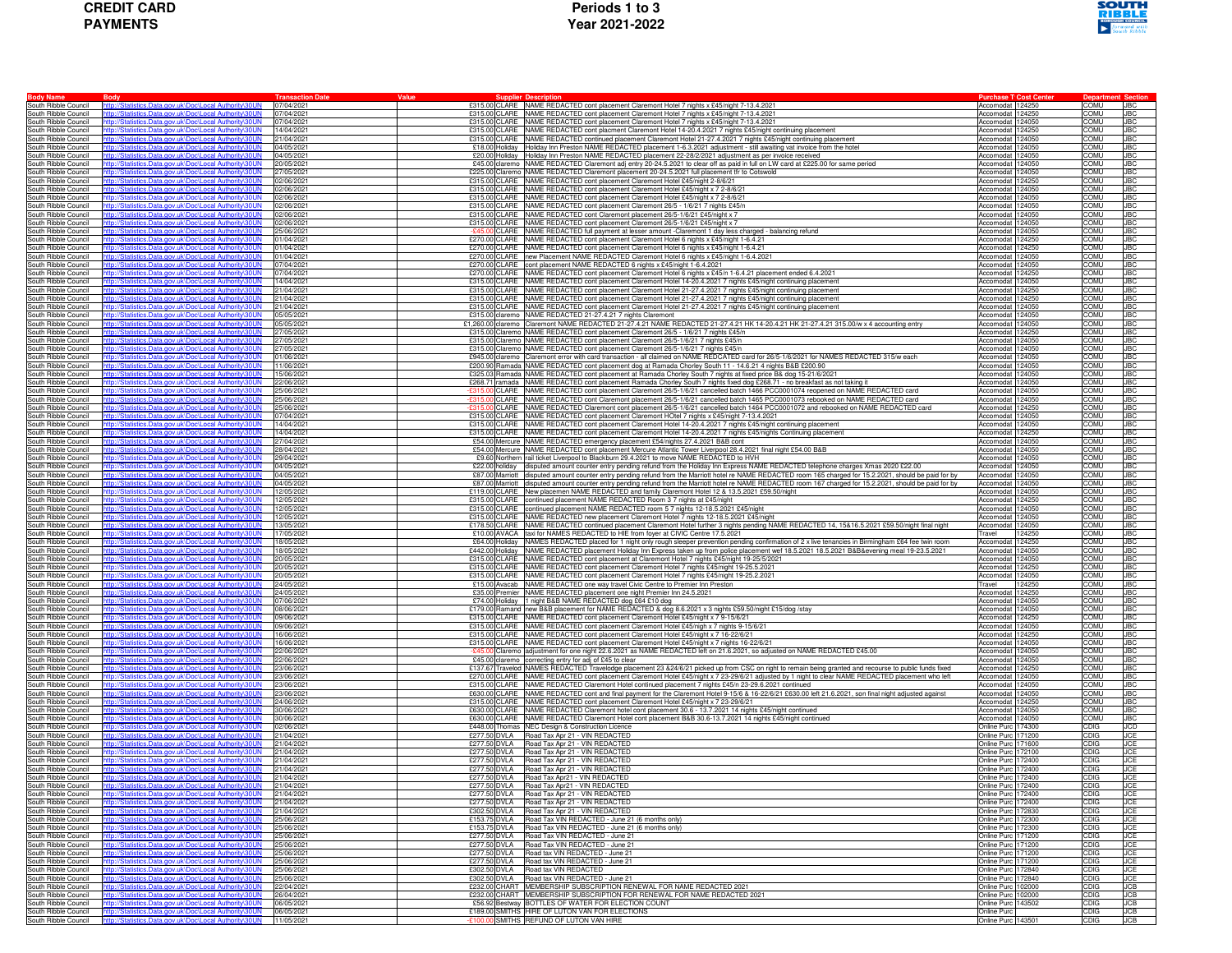# CREDIT CARD PAYMENTS

# Periods 1 to 3 Year 2021-2022

| Body Name | Body | Transaction Date | Value | Supplier | Description | Purchase T | Cost Center | Department | Section |
|---|---|---|---|---|---|---|---|---|---|
| South Ribble Council | http://Statistics.Data.gov.uk/Doc/Local Authority/30UN | 07/04/2021 | £315.00 | CLARE | NAME REDACTED cont placement Claremont Hotel 7 nights x £45/night 7-13.4.2021 | Accomodat | 124250 | COMU | JBC |
| South Ribble Council | http://Statistics.Data.gov.uk/Doc/Local Authority/30UN | 07/04/2021 | £315.00 | CLARE | NAME REDACTED cont placement Claremont Hotel 7 nights x £45/night 7-13.4.2021 | Accomodat | 124250 | COMU | JBC |
| South Ribble Council | http://Statistics.Data.gov.uk/Doc/Local Authority/30UN | 07/04/2021 | £315.00 | CLARE | NAME REDACTED cont placement Claremont Hotel 7 nights x £45/night 7-13.4.2021 | Accomodat | 124050 | COMU | JBC |
| South Ribble Council | http://Statistics.Data.gov.uk/Doc/Local Authority/30UN | 14/04/2021 | £315.00 | CLARE | NAME REDACTED cont placment Claremont Hotel 14-20.4.2021 7 nights £45/night continuing placement | Accomodat | 124250 | COMU | JBC |
| South Ribble Council | http://Statistics.Data.gov.uk/Doc/Local Authority/30UN | 21/04/2021 | £315.00 | CLARE | NAME REDACTED continued placement Claremont Hotel 21-27.4.2021 7 nights £45/night continuing placement | Accomodat | 124250 | COMU | JBC |
| South Ribble Council | http://Statistics.Data.gov.uk/Doc/Local Authority/30UN | 04/05/2021 | £18.00 | Holiday | Holiday Inn Preston NAME REDACTED placement 1-6.3.2021 adjustment - still awaiting vat invoice from the hotel | Accomodat | 124050 | COMU | JBC |
| South Ribble Council | http://Statistics.Data.gov.uk/Doc/Local Authority/30UN | 04/05/2021 | £20.00 | Holiday | Holiday Inn Preston NAME REDACTED placement 22-28/2/2021 adjustment as per invoice received | Accomodat | 124050 | COMU | JBC |
| South Ribble Council | http://Statistics.Data.gov.uk/Doc/Local Authority/30UN | 20/05/2021 | £45.00 | claremo | NAME REDACTED Claremont adj entry 20-24.5.2021 to clear off as paid in full on LW card at £225.00 for same period | Accomodat | 124050 | COMU | JBC |
| South Ribble Council | http://Statistics.Data.gov.uk/Doc/Local Authority/30UN | 27/05/2021 | £225.00 | Claremo | NAME REDACTED Claremont placement 20-24.5.2021 full placement tfr to Cotswold | Accomodat | 124050 | COMU | JBC |
| South Ribble Council | http://Statistics.Data.gov.uk/Doc/Local Authority/30UN | 02/06/2021 | £315.00 | CLARE | NAME REDACTED cont placement Claremont Hotel £45/night 2-8/6/21 | Accomodat | 124250 | COMU | JBC |
| South Ribble Council | http://Statistics.Data.gov.uk/Doc/Local Authority/30UN | 02/06/2021 | £315.00 | CLARE | NAME REDACTED cont placement Claremont Hotel £45/night x 7 2-8/6/21 | Accomodat | 124050 | COMU | JBC |
| South Ribble Council | http://Statistics.Data.gov.uk/Doc/Local Authority/30UN | 02/06/2021 | £315.00 | CLARE | NAME REDACTED cont placement Claremont Hotel £45/night x 7 2-8/6/21 | Accomodat | 124050 | COMU | JBC |
| South Ribble Council | http://Statistics.Data.gov.uk/Doc/Local Authority/30UN | 02/06/2021 | £315.00 | CLARE | NAME REDACTED cont placement Claremont 26/5 - 1/6/21 7 nights £45/n | Accomodat | 124050 | COMU | JBC |
| South Ribble Council | http://Statistics.Data.gov.uk/Doc/Local Authority/30UN | 02/06/2021 | £315.00 | CLARE | NAME REDACTED cont Claremont placement 26/5-1/6/21 £45/night x 7 | Accomodat | 124050 | COMU | JBC |
| South Ribble Council | http://Statistics.Data.gov.uk/Doc/Local Authority/30UN | 02/06/2021 | £315.00 | CLARE | NAME REDACTED cont placement Claremont Hotel 26/5-1/6/21 £45/night x 7 | Accomodat | 124050 | COMU | JBC |
| South Ribble Council | http://Statistics.Data.gov.uk/Doc/Local Authority/30UN | 25/06/2021 | -£45.00 | CLARE | NAME REDACTED full payment at lesser amount -Claremont 1 day less charged - balancing refund | Accomodat | 124050 | COMU | JBC |
| South Ribble Council | http://Statistics.Data.gov.uk/Doc/Local Authority/30UN | 01/04/2021 | £270.00 | CLARE | NAME REDACTED cont placement Claremont Hotel 6 nights x £45/night 1-6.4.21 | Accomodat | 124250 | COMU | JBC |
| South Ribble Council | http://Statistics.Data.gov.uk/Doc/Local Authority/30UN | 01/04/2021 | £270.00 | CLARE | NAME REDACTED cont placement Claremont Hotel 6 nights x £45/night 1-6.4.21 | Accomodat | 124250 | COMU | JBC |
| South Ribble Council | http://Statistics.Data.gov.uk/Doc/Local Authority/30UN | 01/04/2021 | £270.00 | CLARE | new Placement NAME REDACTED Claremont Hotel 6 nights x £45/night 1-6.4.2021 | Accomodat | 124050 | COMU | JBC |
| South Ribble Council | http://Statistics.Data.gov.uk/Doc/Local Authority/30UN | 07/04/2021 | £270.00 | CLARE | cont placement NAME REDACTED 6 nights x £45/night 1-6.4.2021 | Accomodat | 124050 | COMU | JBC |
| South Ribble Council | http://Statistics.Data.gov.uk/Doc/Local Authority/30UN | 07/04/2021 | £270.00 | CLARE | NAME REDACTED cont placement Claremont Hotel 6 nights x £45/n 1-6.4.21 placement ended 6.4.2021 | Accomodat | 124050 | COMU | JBC |
| South Ribble Council | http://Statistics.Data.gov.uk/Doc/Local Authority/30UN | 14/04/2021 | £315.00 | CLARE | NAME REDACTED cont placement Claremont Hotel 14-20.4.2021 7 nights £45/night continuing placement | Accomodat | 124050 | COMU | JBC |
| South Ribble Council | http://Statistics.Data.gov.uk/Doc/Local Authority/30UN | 21/04/2021 | £315.00 | CLARE | NAME REDACTED cont placement Claremont Hotel 21-27.4.2021 7 nights £45/night continuing placement | Accomodat | 124250 | COMU | JBC |
| South Ribble Council | http://Statistics.Data.gov.uk/Doc/Local Authority/30UN | 21/04/2021 | £315.00 | CLARE | NAME REDACTED cont placement Claremont Hotel 21-27.4.2021 7 nights £45/night continuing placement | Accomodat | 124250 | COMU | JBC |
| South Ribble Council | http://Statistics.Data.gov.uk/Doc/Local Authority/30UN | 21/04/2021 | £315.00 | CLARE | NAME REDACTED cont placement Claremont Hotel 21-27.4.2021 7 nights £45/night continuing placement | Accomodat | 124050 | COMU | JBC |
| South Ribble Council | http://Statistics.Data.gov.uk/Doc/Local Authority/30UN | 05/05/2021 | £315.00 | claremo | NAME REDACTED 21-27.4.21 7 nights Claremont | Accomodat | 124050 | COMU | JBC |
| South Ribble Council | http://Statistics.Data.gov.uk/Doc/Local Authority/30UN | 05/05/2021 | £1,260.00 | claremo | Claremont NAME REDACTED 21-27.4.21 NAME REDACTED 21-27.4.21 HK 14-20.4.21 HK 21-27.4.21 315.00/w x 4 accounting entry | Accomodat | 124050 | COMU | JBC |
| South Ribble Council | http://Statistics.Data.gov.uk/Doc/Local Authority/30UN | 27/05/2021 | £315.00 | Claremo | NAME REDACTED cont placement Claremont 26/5 - 1/6/21 7 nights £45/n | Accomodat | 124250 | COMU | JBC |
| South Ribble Council | http://Statistics.Data.gov.uk/Doc/Local Authority/30UN | 27/05/2021 | £315.00 | Claremo | NAME REDACTED cont placement Claremont 26/5-1/6/21 7 nights £45/n | Accomodat | 124050 | COMU | JBC |
| South Ribble Council | http://Statistics.Data.gov.uk/Doc/Local Authority/30UN | 27/05/2021 | £315.00 | Claremo | NAME REDACTED cont placement Claremont 26/5-1/6/21 7 nights £45/n | Accomodat | 124050 | COMU | JBC |
| South Ribble Council | http://Statistics.Data.gov.uk/Doc/Local Authority/30UN | 01/06/2021 | £945.00 | claremo | Claremont error with card transaction - all claimed on NAME REDCATED card for 26/5-1/6/2021 for NAMES REDACTED 315/w each | Accomodat | 124050 | COMU | JBC |
| South Ribble Council | http://Statistics.Data.gov.uk/Doc/Local Authority/30UN | 11/06/2021 | £200.90 | Ramada | NAME REDACTED cont placement dog at Ramada Chorley South 11 - 14.6.21 4 nights B&B £200.90 | Accomodat | 124050 | COMU | JBC |
| South Ribble Council | http://Statistics.Data.gov.uk/Doc/Local Authority/30UN | 15/06/2021 | £325.03 | Ramada | NAME REDACTED cont placement at Ramada Chorley South 7 nights at fixed price B& dog 15-21/6/2021 | Accomodat | 124050 | COMU | JBC |
| South Ribble Council | http://Statistics.Data.gov.uk/Doc/Local Authority/30UN | 22/06/2021 | £268.71 | ramada | NAME REDACTED cont placement Ramada Chorley South 7 nights fixed dog £268.71 - no breakfast as not taking it | Accomodat | 124050 | COMU | JBC |
| South Ribble Council | http://Statistics.Data.gov.uk/Doc/Local Authority/30UN | 25/06/2021 | -£315.00 | CLARE | NAME REDACTED cont placement Claremont 26/5-1/6/21 cancelled batch 1466 PCC0001074 reopened on NAME REDACTED card | Accomodat | 124050 | COMU | JBC |
| South Ribble Council | http://Statistics.Data.gov.uk/Doc/Local Authority/30UN | 25/06/2021 | -£315.00 | CLARE | NAME REDACTED cont placement Claremont 26/5-1/6/21 cancelled batch 1465 PCC0001073 rebooked on NAME REDACTED card | Accomodat | 124050 | COMU | JBC |
| South Ribble Council | http://Statistics.Data.gov.uk/Doc/Local Authority/30UN | 25/06/2021 | -£315.00 | CLARE | NAME REDACTED Claremont cont placement 26/5-1/6/21 cancelled batch 1464 PCC0001072 and rebooked on NAME REDACTED card | Accomodat | 124250 | COMU | JBC |
| South Ribble Council | http://Statistics.Data.gov.uk/Doc/Local Authority/30UN | 07/04/2021 | £315.00 | CLARE | NAME REDACTED cont placement Claremont HOtel 7 nights x £45/night 7-13.4.2021 | Accomodat | 124050 | COMU | JBC |
| South Ribble Council | http://Statistics.Data.gov.uk/Doc/Local Authority/30UN | 14/04/2021 | £315.00 | CLARE | NAME REDACTED cont placement Claremont Hotel 14-20.4.2021 7 nights £45/night continuing placement | Accomodat | 124050 | COMU | JBC |
| South Ribble Council | http://Statistics.Data.gov.uk/Doc/Local Authority/30UN | 14/04/2021 | £315.00 | CLARE | NAME REDACTED cont placement Claremont Hotel 14-20.4.2021 7 nights £45/nights Continuing placement | Accomodat | 124250 | COMU | JBC |
| South Ribble Council | http://Statistics.Data.gov.uk/Doc/Local Authority/30UN | 27/04/2021 | £54.00 | Mercure | NAME REDACTED emergency placement £54/nights 27.4.2021 B&B cont | Accomodat | 124050 | COMU | JBC |
| South Ribble Council | http://Statistics.Data.gov.uk/Doc/Local Authority/30UN | 28/04/2021 | £54.00 | Mercure | NAME REDACTED cont placement Mercure Atlantic Tower Liverpool 28.4.2021 final night £54.00 B&B | Accomodat | 124050 | COMU | JBC |
| South Ribble Council | http://Statistics.Data.gov.uk/Doc/Local Authority/30UN | 29/04/2021 | £9.60 | Northern | rail ticket Liverpool to Blackburn 29.4.2021 to move NAME REDACTED to HVH | Accomodat | 124050 | COMU | JBC |
| South Ribble Council | http://Statistics.Data.gov.uk/Doc/Local Authority/30UN | 04/05/2021 | £22.00 | holiday | disputed amount counter entry pending refund from the Holiday Inn Express NAME REDACTED telephone charges Xmas 2020 £22.00 | Accomodat | 124050 | COMU | JBC |
| South Ribble Council | http://Statistics.Data.gov.uk/Doc/Local Authority/30UN | 04/05/2021 | £87.00 | Marriott | disputed amount counter entry pending refund from the Marriott hotel re NAME REDACTED room 165 charged for 15.2.2021, should be paid for by | Accomodat | 124050 | COMU | JBC |
| South Ribble Council | http://Statistics.Data.gov.uk/Doc/Local Authority/30UN | 04/05/2021 | £87.00 | Marriott | disputed amount counter entry pending refund from the Marriott hotel re NAME REDACTED room 167 charged for 15.2.2021, should be paid for by | Accomodat | 124050 | COMU | JBC |
| South Ribble Council | http://Statistics.Data.gov.uk/Doc/Local Authority/30UN | 12/05/2021 | £119.00 | CLARE | New placemen NAME REDACTED and family Claremont Hotel 12 & 13.5.2021 £59.50/night | Accomodat | 124050 | COMU | JBC |
| South Ribble Council | http://Statistics.Data.gov.uk/Doc/Local Authority/30UN | 12/05/2021 | £315.00 | CLARE | continued placement NAME REDACTED Room 3 7 nights at £45/night | Accomodat | 124250 | COMU | JBC |
| South Ribble Council | http://Statistics.Data.gov.uk/Doc/Local Authority/30UN | 12/05/2021 | £315.00 | CLARE | continued placement NAME REDACTED room 5 7 nights 12-18.5.2021 £45/night | Accomodat | 124050 | COMU | JBC |
| South Ribble Council | http://Statistics.Data.gov.uk/Doc/Local Authority/30UN | 12/05/2021 | £315.00 | CLARE | NAME REDACTED new placement Claremont Hotel 7 nights 12-18.5.2021 £45/night | Accomodat | 124050 | COMU | JBC |
| South Ribble Council | http://Statistics.Data.gov.uk/Doc/Local Authority/30UN | 13/05/2021 | £178.50 | CLARE | NAME REDACTED continued placement Claremont Hotel further 3 nights pending NAME REDACTED 14, 15&16.5.2021 £59.50/night final night | Accomodat | 124050 | COMU | JBC |
| South Ribble Council | http://Statistics.Data.gov.uk/Doc/Local Authority/30UN | 17/05/2021 | £10.00 | AVACA | taxi for NAMES REDACTED to HIE from foyer at CIVIC Centre 17.5.2021 | Travel | 124250 | COMU | JBC |
| South Ribble Council | http://Statistics.Data.gov.uk/Doc/Local Authority/30UN | 18/05/2021 | £64.00 | Holiday | NAMES REDACTED placed for 1 night only rough sleeper prevention pending confirmation of 2 x live tenancies in Birmingham £64 fee twin room | Accomodat | 124250 | COMU | JBC |
| South Ribble Council | http://Statistics.Data.gov.uk/Doc/Local Authority/30UN | 18/05/2021 | £442.00 | Holiday | NAME REDACTED placement Holiday Inn Express taken up from police placement wef 18.5.2021 18.5.2021 B&B&evening meal 19-23.5.2021 | Accomodat | 124050 | COMU | JBC |
| South Ribble Council | http://Statistics.Data.gov.uk/Doc/Local Authority/30UN | 20/05/2021 | £315.00 | CLARE | NAME REDACTED cont placement at Claremont Hotel 7 nights £45/night 19-25/5/2021 | Accomodat | 124050 | COMU | JBC |
| South Ribble Council | http://Statistics.Data.gov.uk/Doc/Local Authority/30UN | 20/05/2021 | £315.00 | CLARE | NAME REDACTED cont placement Claremont Hotel 7 nights £45/night 19-25.5.2021 | Accomodat | 124250 | COMU | JBC |
| South Ribble Council | http://Statistics.Data.gov.uk/Doc/Local Authority/30UN | 20/05/2021 | £315.00 | CLARE | NAME REDACTED cont placement Claremont Hotel 7 nights £45/night 19-25.2.2021 | Accomodat | 124050 | COMU | JBC |
| South Ribble Council | http://Statistics.Data.gov.uk/Doc/Local Authority/30UN | 24/05/2021 | £15.00 | Avacab | NAME REDACTED one way travel Civic Centre to Premier Inn Preston | Travel | 124250 | COMU | JBC |
| South Ribble Council | http://Statistics.Data.gov.uk/Doc/Local Authority/30UN | 24/05/2021 | £35.00 | Premier | NAME REDACTED placement one night Premier Inn 24.5.2021 | Accomodat | 124250 | COMU | JBC |
| South Ribble Council | http://Statistics.Data.gov.uk/Doc/Local Authority/30UN | 07/06/2021 | £74.00 | Holiday | 1 night B&B NAME REDACTED dog £64 £10 dog | Accomodat | 124050 | COMU | JBC |
| South Ribble Council | http://Statistics.Data.gov.uk/Doc/Local Authority/30UN | 08/06/2021 | £179.00 | Ramand | new B&B placement for NAME REDACTED & dog 8.6.2021 x 3 nights £59.50/night £15/dog /stay | Accomodat | 124050 | COMU | JBC |
| South Ribble Council | http://Statistics.Data.gov.uk/Doc/Local Authority/30UN | 09/06/2021 | £315.00 | CLARE | NAME REDACTED cont placement Claremont Hotel £45/night x 7 9-15/6/21 | Accomodat | 124250 | COMU | JBC |
| South Ribble Council | http://Statistics.Data.gov.uk/Doc/Local Authority/30UN | 09/06/2021 | £315.00 | CLARE | NAME REDACTED cont placement Claremont Hotel £45/nigh x 7 nights 9-15/6/21 | Accomodat | 124050 | COMU | JBC |
| South Ribble Council | http://Statistics.Data.gov.uk/Doc/Local Authority/30UN | 16/06/2021 | £315.00 | CLARE | NAME REDACTED cont placement Claremont Hotel £45/nigh x 7 16-22/6/21 | Accomodat | 124250 | COMU | JBC |
| South Ribble Council | http://Statistics.Data.gov.uk/Doc/Local Authority/30UN | 16/06/2021 | £315.00 | CLARE | NAME REDACTED cont placement Claremont Hotel £45/night x 7 nights 16-22/6/21 | Accomodat | 124050 | COMU | JBC |
| South Ribble Council | http://Statistics.Data.gov.uk/Doc/Local Authority/30UN | 22/06/2021 | -£45.00 | Claremo | adjustment for one night 22.6.2021 as NAME REDACTED left on 21.6.2021, so adjusted on NAME REDACTED £45.00 | Accomodat | 124050 | COMU | JBC |
| South Ribble Council | http://Statistics.Data.gov.uk/Doc/Local Authority/30UN | 22/06/2021 | £45.00 | claremo | correcting entry for adj of £45 to clear | Accomodat | 124050 | COMU | JBC |
| South Ribble Council | http://Statistics.Data.gov.uk/Doc/Local Authority/30UN | 23/06/2021 | £137.67 | Travelod | NAMES REDACTED Travelodge placement 23 &24/6/21 picked up from CSC on right to remain being granted and recourse to public funds fixed | Accomodat | 124250 | COMU | JBC |
| South Ribble Council | http://Statistics.Data.gov.uk/Doc/Local Authority/30UN | 23/06/2021 | £270.00 | CLARE | NAME REDACTED cont placement Claremont Hotel £45/night x 7 23-29/6/21 adjusted by 1 night to clear NAME REDACTED placement who left | Accomodat | 124250 | COMU | JBC |
| South Ribble Council | http://Statistics.Data.gov.uk/Doc/Local Authority/30UN | 23/06/2021 | £315.00 | CLARE | NAME REDACTED Claremont Hotel continued placement 7 nights £45/n 23-29.6.2021 continued | Accomodat | 124050 | COMU | JBC |
| South Ribble Council | http://Statistics.Data.gov.uk/Doc/Local Authority/30UN | 23/06/2021 | £630.00 | CLARE | NAME REDACTED cont and final payment for the Claremont Hotel 9-15/6 & 16-22/6/21 £630.00 left 21.6.2021, son final night adjusted against | Accomodat | 124050 | COMU | JBC |
| South Ribble Council | http://Statistics.Data.gov.uk/Doc/Local Authority/30UN | 24/06/2021 | £315.00 | CLARE | NAME REDACTED cont placement Claremont Hotel £45/night x 7 23-29/6/21 | Accomodat | 124250 | COMU | JBC |
| South Ribble Council | http://Statistics.Data.gov.uk/Doc/Local Authority/30UN | 30/06/2021 | £630.00 | CLARE | NAME REDACTED Claremont hotel cont placement 30.6 - 13.7.2021 14 nights £45/night continued | Accomodat | 124050 | COMU | JBC |
| South Ribble Council | http://Statistics.Data.gov.uk/Doc/Local Authority/30UN | 30/06/2021 | £630.00 | CLARE | NAME REDACTED Claremont Hotel cont placement B&B 30.6-13.7.2021 14 nights £45/night continued | Accomodat | 124050 | COMU | JBC |
| South Ribble Council | http://Statistics.Data.gov.uk/Doc/Local Authority/30UN | 02/06/2021 | £448.00 | Thomas | NEC Design & Construction Licence | Online Purc | 174300 | CDIG | JCD |
| South Ribble Council | http://Statistics.Data.gov.uk/Doc/Local Authority/30UN | 21/04/2021 | £277.50 | DVLA | Road Tax Apr 21 - VIN REDACTED | Online Purc | 171200 | CDIG | JCE |
| South Ribble Council | http://Statistics.Data.gov.uk/Doc/Local Authority/30UN | 21/04/2021 | £277.50 | DVLA | Road Tax Apr 21 - VIN REDACTED | Online Purc | 171600 | CDIG | JCE |
| South Ribble Council | http://Statistics.Data.gov.uk/Doc/Local Authority/30UN | 21/04/2021 | £277.50 | DVLA | Road Tax Apr 21 - VIN REDACTED | Online Purc | 172100 | CDIG | JCE |
| South Ribble Council | http://Statistics.Data.gov.uk/Doc/Local Authority/30UN | 21/04/2021 | £277.50 | DVLA | Road Tax Apr 21 - VIN REDACTED | Online Purc | 172400 | CDIG | JCE |
| South Ribble Council | http://Statistics.Data.gov.uk/Doc/Local Authority/30UN | 21/04/2021 | £277.50 | DVLA | Road Tax Apr 21 - VIN REDACTED | Online Purc | 172400 | CDIG | JCE |
| South Ribble Council | http://Statistics.Data.gov.uk/Doc/Local Authority/30UN | 21/04/2021 | £277.50 | DVLA | Road Tax Apr21 - VIN REDACTED | Online Purc | 172400 | CDIG | JCE |
| South Ribble Council | http://Statistics.Data.gov.uk/Doc/Local Authority/30UN | 21/04/2021 | £277.50 | DVLA | Road Tax Apr21 - VIN REDACTED | Online Purc | 172400 | CDIG | JCE |
| South Ribble Council | http://Statistics.Data.gov.uk/Doc/Local Authority/30UN | 21/04/2021 | £277.50 | DVLA | Road Tax Apr 21 - VIN REDACTED | Online Purc | 172400 | CDIG | JCE |
| South Ribble Council | http://Statistics.Data.gov.uk/Doc/Local Authority/30UN | 21/04/2021 | £277.50 | DVLA | Road Tax Apr 21 - VIN REDACTED | Online Purc | 172400 | CDIG | JCE |
| South Ribble Council | http://Statistics.Data.gov.uk/Doc/Local Authority/30UN | 21/04/2021 | £302.50 | DVLA | Road Tax Apr 21 - VIN REDACTED | Online Purc | 172830 | CDIG | JCE |
| South Ribble Council | http://Statistics.Data.gov.uk/Doc/Local Authority/30UN | 25/06/2021 | £153.75 | DVLA | Road Tax VIN REDACTED - June 21 (6 months only) | Online Purc | 172300 | CDIG | JCE |
| South Ribble Council | http://Statistics.Data.gov.uk/Doc/Local Authority/30UN | 25/06/2021 | £153.75 | DVLA | Road Tax VIN REDACTED - June 21 (6 months only) | Online Purc | 172300 | CDIG | JCE |
| South Ribble Council | http://Statistics.Data.gov.uk/Doc/Local Authority/30UN | 25/06/2021 | £277.50 | DVLA | Road Tax VIN REDACTED - June 21 | Online Purc | 171200 | CDIG | JCE |
| South Ribble Council | http://Statistics.Data.gov.uk/Doc/Local Authority/30UN | 25/06/2021 | £277.50 | DVLA | Road Tax VIN REDACTED - June 21 | Online Purc | 171200 | CDIG | JCE |
| South Ribble Council | http://Statistics.Data.gov.uk/Doc/Local Authority/30UN | 25/06/2021 | £277.50 | DVLA | Road tax VIN REDACTED - June 21 | Online Purc | 171200 | CDIG | JCE |
| South Ribble Council | http://Statistics.Data.gov.uk/Doc/Local Authority/30UN | 25/06/2021 | £277.50 | DVLA | Road tax VIN REDACTED - June 21 | Online Purc | 171200 | CDIG | JCE |
| South Ribble Council | http://Statistics.Data.gov.uk/Doc/Local Authority/30UN | 25/06/2021 | £302.50 | DVLA | Road tax VIN REDACTED | Online Purc | 172840 | CDIG | JCE |
| South Ribble Council | http://Statistics.Data.gov.uk/Doc/Local Authority/30UN | 25/06/2021 | £302.50 | DVLA | Road tax VIN REDACTED - June 21 | Online Purc | 172840 | CDIG | JCE |
| South Ribble Council | http://Statistics.Data.gov.uk/Doc/Local Authority/30UN | 22/04/2021 | £232.00 | CHART | MEMBERSHIP SUBSCRIPTION RENEWAL FOR NAME REDACTED 2021 | Online Purc | 102000 | CDIG | JCB |
| South Ribble Council | http://Statistics.Data.gov.uk/Doc/Local Authority/30UN | 26/04/2021 | £232.00 | CHART | MEMBERSHIP SUBSCRIPTION FOR RENEWAL FOR NAME REDACTED 2021 | Online Purc | 102000 | CDIG | JCB |
| South Ribble Council | http://Statistics.Data.gov.uk/Doc/Local Authority/30UN | 06/05/2021 | £56.92 | Bestway | BOTTLES OF WATER FOR ELECTION COUNT | Online Purc | 143502 | CDIG | JCB |
| South Ribble Council | http://Statistics.Data.gov.uk/Doc/Local Authority/30UN | 06/05/2021 | £189.00 | SMITHS | HIRE OF LUTON VAN FOR ELECTIONS | Online Purc | | CDIG | JCB |
| South Ribble Council | http://Statistics.Data.gov.uk/Doc/Local Authority/30UN | 11/05/2021 | -£100.00 | SMITHS | REFUND OF LUTON VAN HIRE | Online Purc | 143501 | CDIG | JCB |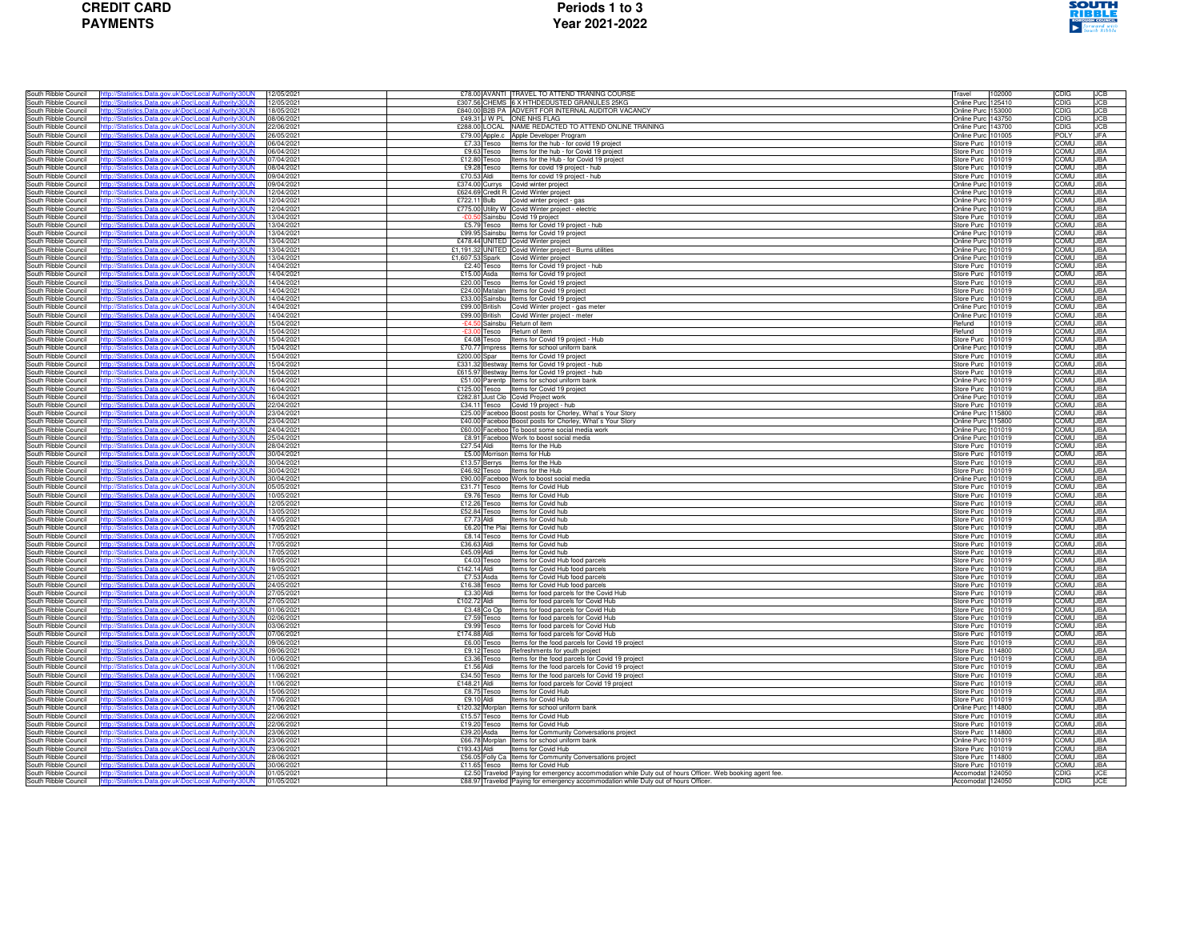**CREDIT CARD PAYMENTS**

**Periods 1 to 3**
**Year 2021-2022**

| | | | | | | | | | | |
|---|---|---|---|---|---|---|---|---|---|---|
| South Ribble Council | http://Statistics.Data.gov.uk\Doc\Local Authority\30UN | 12/05/2021 | | £78.00 | AVANTI | TRAVEL TO ATTEND TRANING COURSE | Travel | 102000 | CDIG | JCB |
| South Ribble Council | http://Statistics.Data.gov.uk\Doc\Local Authority\30UN | 12/05/2021 | | £307.56 | CHEMS | 6 X HTHDEDUSTED GRANULES 25KG | Online Purc | 125410 | CDIG | JCB |
| South Ribble Council | http://Statistics.Data.gov.uk\Doc\Local Authority\30UN | 18/05/2021 | | £840.00 | B2B PA | ADVERT FOR INTERNAL AUDITOR VACANCY | Online Purc | 153000 | CDIG | JCB |
| South Ribble Council | http://Statistics.Data.gov.uk\Doc\Local Authority\30UN | 08/06/2021 | | £49.31 | J W PL | ONE NHS FLAG | Online Purc | 143750 | CDIG | JCB |
| South Ribble Council | http://Statistics.Data.gov.uk\Doc\Local Authority\30UN | 22/06/2021 | | £288.00 | LOCAL | NAME REDACTED TO ATTEND ONLINE TRAINING | Online Purc | 143700 | CDIG | JCB |
| South Ribble Council | http://Statistics.Data.gov.uk\Doc\Local Authority\30UN | 26/05/2021 | | £79.00 | Apple.c | Apple Developer Program | Online Purc | 101005 | POLY | JFA |
| South Ribble Council | http://Statistics.Data.gov.uk\Doc\Local Authority\30UN | 06/04/2021 | | £7.33 | Tesco | Items for the hub - for covid 19 project | Store Purc | 101019 | COMU | JBA |
| South Ribble Council | http://Statistics.Data.gov.uk\Doc\Local Authority\30UN | 06/04/2021 | | £9.63 | Tesco | Items for the hub - for Covid 19 project | Store Purc | 101019 | COMU | JBA |
| South Ribble Council | http://Statistics.Data.gov.uk\Doc\Local Authority\30UN | 07/04/2021 | | £12.80 | Tesco | Items for the Hub - for Covid 19 project | Store Purc | 101019 | COMU | JBA |
| South Ribble Council | http://Statistics.Data.gov.uk\Doc\Local Authority\30UN | 08/04/2021 | | £9.28 | Tesco | Items for covid 19 project - hub | Store Purc | 101019 | COMU | JBA |
| South Ribble Council | http://Statistics.Data.gov.uk\Doc\Local Authority\30UN | 09/04/2021 | | £70.53 | Aldi | Items for covid 19 project - hub | Store Purc | 101019 | COMU | JBA |
| South Ribble Council | http://Statistics.Data.gov.uk\Doc\Local Authority\30UN | 09/04/2021 | | £374.00 | Currys | Covid winter project | Online Purc | 101019 | COMU | JBA |
| South Ribble Council | http://Statistics.Data.gov.uk\Doc\Local Authority\30UN | 12/04/2021 | | £624.69 | Credit R | Covid Winter project | Online Purc | 101019 | COMU | JBA |
| South Ribble Council | http://Statistics.Data.gov.uk\Doc\Local Authority\30UN | 12/04/2021 | | £722.11 | Bulb | Covid winter project - gas | Online Purc | 101019 | COMU | JBA |
| South Ribble Council | http://Statistics.Data.gov.uk\Doc\Local Authority\30UN | 12/04/2021 | | £775.00 | Utility W | Covid Winter project - electric | Online Purc | 101019 | COMU | JBA |
| South Ribble Council | http://Statistics.Data.gov.uk\Doc\Local Authority\30UN | 13/04/2021 | | -£0.50 | Sainsbu | Covid 19 project | Store Purc | 101019 | COMU | JBA |
| South Ribble Council | http://Statistics.Data.gov.uk\Doc\Local Authority\30UN | 13/04/2021 | | £5.79 | Tesco | Items for Covid 19 project - hub | Store Purc | 101019 | COMU | JBA |
| South Ribble Council | http://Statistics.Data.gov.uk\Doc\Local Authority\30UN | 13/04/2021 | | £99.95 | Sainsbu | Items for Covid 19 project | Online Purc | 101019 | COMU | JBA |
| South Ribble Council | http://Statistics.Data.gov.uk\Doc\Local Authority\30UN | 13/04/2021 | | £478.44 | UNITED | Covid Winter project | Online Purc | 101019 | COMU | JBA |
| South Ribble Council | http://Statistics.Data.gov.uk\Doc\Local Authority\30UN | 13/04/2021 | | £1,191.32 | UNITED | Covid Winter project - Burns utilities | Online Purc | 101019 | COMU | JBA |
| South Ribble Council | http://Statistics.Data.gov.uk\Doc\Local Authority\30UN | 13/04/2021 | | £1,607.53 | Spark | Covid Winter project | Online Purc | 101019 | COMU | JBA |
| South Ribble Council | http://Statistics.Data.gov.uk\Doc\Local Authority\30UN | 14/04/2021 | | £2.40 | Tesco | Items for Covid 19 project - hub | Store Purc | 101019 | COMU | JBA |
| South Ribble Council | http://Statistics.Data.gov.uk\Doc\Local Authority\30UN | 14/04/2021 | | £15.00 | Asda | Items for Covid 19 project | Store Purc | 101019 | COMU | JBA |
| South Ribble Council | http://Statistics.Data.gov.uk\Doc\Local Authority\30UN | 14/04/2021 | | £20.00 | Tesco | Items for Covid 19 project | Store Purc | 101019 | COMU | JBA |
| South Ribble Council | http://Statistics.Data.gov.uk\Doc\Local Authority\30UN | 14/04/2021 | | £24.00 | Matalan | Items for Covid 19 project | Store Purc | 101019 | COMU | JBA |
| South Ribble Council | http://Statistics.Data.gov.uk\Doc\Local Authority\30UN | 14/04/2021 | | £33.00 | Sainsbu | Items for Covid 19 project | Store Purc | 101019 | COMU | JBA |
| South Ribble Council | http://Statistics.Data.gov.uk\Doc\Local Authority\30UN | 14/04/2021 | | £99.00 | British | Covid Winter project - gas meter | Online Purc | 101019 | COMU | JBA |
| South Ribble Council | http://Statistics.Data.gov.uk\Doc\Local Authority\30UN | 14/04/2021 | | £99.00 | British | Covid Winter project - meter | Online Purc | 101019 | COMU | JBA |
| South Ribble Council | http://Statistics.Data.gov.uk\Doc\Local Authority\30UN | 15/04/2021 | | -£4.50 | Sainsbu | Return of item | Refund | 101019 | COMU | JBA |
| South Ribble Council | http://Statistics.Data.gov.uk\Doc\Local Authority\30UN | 15/04/2021 | | -£3.00 | Tesco | Return of item | Refund | 101019 | COMU | JBA |
| South Ribble Council | http://Statistics.Data.gov.uk\Doc\Local Authority\30UN | 15/04/2021 | | £4.08 | Tesco | Items for Covid 19 project - Hub | Store Purc | 101019 | COMU | JBA |
| South Ribble Council | http://Statistics.Data.gov.uk\Doc\Local Authority\30UN | 15/04/2021 | | £70.77 | Impress | Items for school uniform bank | Online Purc | 101019 | COMU | JBA |
| South Ribble Council | http://Statistics.Data.gov.uk\Doc\Local Authority\30UN | 15/04/2021 | | £200.00 | Spar | Items for Covid 19 project | Store Purc | 101019 | COMU | JBA |
| South Ribble Council | http://Statistics.Data.gov.uk\Doc\Local Authority\30UN | 15/04/2021 | | £331.32 | Bestway | Items for Covid 19 project - hub | Store Purc | 101019 | COMU | JBA |
| South Ribble Council | http://Statistics.Data.gov.uk\Doc\Local Authority\30UN | 15/04/2021 | | £615.97 | Bestway | Items for Covid 19 project - hub | Store Purc | 101019 | COMU | JBA |
| South Ribble Council | http://Statistics.Data.gov.uk\Doc\Local Authority\30UN | 16/04/2021 | | £51.00 | Parentp | Items for school uniform bank | Online Purc | 101019 | COMU | JBA |
| South Ribble Council | http://Statistics.Data.gov.uk\Doc\Local Authority\30UN | 16/04/2021 | | £125.00 | Tesco | Items for Covid 19 project | Store Purc | 101019 | COMU | JBA |
| South Ribble Council | http://Statistics.Data.gov.uk\Doc\Local Authority\30UN | 16/04/2021 | | £282.81 | Just Clo | Covid Project work | Online Purc | 101019 | COMU | JBA |
| South Ribble Council | http://Statistics.Data.gov.uk\Doc\Local Authority\30UN | 22/04/2021 | | £34.11 | Tesco | Covid 19 project - hub | Store Purc | 101019 | COMU | JBA |
| South Ribble Council | http://Statistics.Data.gov.uk\Doc\Local Authority\30UN | 23/04/2021 | | £25.00 | Faceboo | Boost posts for Chorley, What`s Your Story | Online Purc | 115800 | COMU | JBA |
| South Ribble Council | http://Statistics.Data.gov.uk\Doc\Local Authority\30UN | 23/04/2021 | | £40.00 | Faceboo | Boost posts for Chorley, What`s Your Story | Online Purc | 115800 | COMU | JBA |
| South Ribble Council | http://Statistics.Data.gov.uk\Doc\Local Authority\30UN | 24/04/2021 | | £60.00 | Faceboo | To boost some social media work | Online Purc | 101019 | COMU | JBA |
| South Ribble Council | http://Statistics.Data.gov.uk\Doc\Local Authority\30UN | 25/04/2021 | | £8.91 | Faceboo | Work to boost social media | Online Purc | 101019 | COMU | JBA |
| South Ribble Council | http://Statistics.Data.gov.uk\Doc\Local Authority\30UN | 28/04/2021 | | £27.54 | Aldi | Items for the Hub | Store Purc | 101019 | COMU | JBA |
| South Ribble Council | http://Statistics.Data.gov.uk\Doc\Local Authority\30UN | 30/04/2021 | | £5.00 | Morrison | Items for Hub | Store Purc | 101019 | COMU | JBA |
| South Ribble Council | http://Statistics.Data.gov.uk\Doc\Local Authority\30UN | 30/04/2021 | | £13.57 | Berrys | Items for the Hub | Store Purc | 101019 | COMU | JBA |
| South Ribble Council | http://Statistics.Data.gov.uk\Doc\Local Authority\30UN | 30/04/2021 | | £46.92 | Tesco | Items for the Hub | Store Purc | 101019 | COMU | JBA |
| South Ribble Council | http://Statistics.Data.gov.uk\Doc\Local Authority\30UN | 30/04/2021 | | £90.00 | Faceboo | Work to boost social media | Online Purc | 101019 | COMU | JBA |
| South Ribble Council | http://Statistics.Data.gov.uk\Doc\Local Authority\30UN | 05/05/2021 | | £31.71 | Tesco | Items for Covid Hub | Store Purc | 101019 | COMU | JBA |
| South Ribble Council | http://Statistics.Data.gov.uk\Doc\Local Authority\30UN | 10/05/2021 | | £9.76 | Tesco | Items for Covid Hub | Store Purc | 101019 | COMU | JBA |
| South Ribble Council | http://Statistics.Data.gov.uk\Doc\Local Authority\30UN | 12/05/2021 | | £12.26 | Tesco | Items for Covid hub | Store Purc | 101019 | COMU | JBA |
| South Ribble Council | http://Statistics.Data.gov.uk\Doc\Local Authority\30UN | 13/05/2021 | | £52.84 | Tesco | Items for Covid hub | Store Purc | 101019 | COMU | JBA |
| South Ribble Council | http://Statistics.Data.gov.uk\Doc\Local Authority\30UN | 14/05/2021 | | £7.73 | Aldi | Items for Covid hub | Store Purc | 101019 | COMU | JBA |
| South Ribble Council | http://Statistics.Data.gov.uk\Doc\Local Authority\30UN | 17/05/2021 | | £6.20 | The Plai | Items for Covid hub | Store Purc | 101019 | COMU | JBA |
| South Ribble Council | http://Statistics.Data.gov.uk\Doc\Local Authority\30UN | 17/05/2021 | | £8.14 | Tesco | Items for Covid Hub | Store Purc | 101019 | COMU | JBA |
| South Ribble Council | http://Statistics.Data.gov.uk\Doc\Local Authority\30UN | 17/05/2021 | | £36.63 | Aldi | Items for Covid hub | Store Purc | 101019 | COMU | JBA |
| South Ribble Council | http://Statistics.Data.gov.uk\Doc\Local Authority\30UN | 17/05/2021 | | £45.09 | Aldi | Items for Covid hub | Store Purc | 101019 | COMU | JBA |
| South Ribble Council | http://Statistics.Data.gov.uk\Doc\Local Authority\30UN | 18/05/2021 | | £4.03 | Tesco | Items for Covid Hub food parcels | Store Purc | 101019 | COMU | JBA |
| South Ribble Council | http://Statistics.Data.gov.uk\Doc\Local Authority\30UN | 19/05/2021 | | £142.14 | Aldi | Items for Covid Hub food parcels | Store Purc | 101019 | COMU | JBA |
| South Ribble Council | http://Statistics.Data.gov.uk\Doc\Local Authority\30UN | 21/05/2021 | | £7.53 | Asda | Items for Covid Hub food parcels | Store Purc | 101019 | COMU | JBA |
| South Ribble Council | http://Statistics.Data.gov.uk\Doc\Local Authority\30UN | 24/05/2021 | | £16.38 | Tesco | Items for Covid Hub food parcels | Store Purc | 101019 | COMU | JBA |
| South Ribble Council | http://Statistics.Data.gov.uk\Doc\Local Authority\30UN | 27/05/2021 | | £3.30 | Aldi | Items for food parcels for the Covid Hub | Store Purc | 101019 | COMU | JBA |
| South Ribble Council | http://Statistics.Data.gov.uk\Doc\Local Authority\30UN | 27/05/2021 | | £102.72 | Aldi | Items for food parcels for Covid Hub | Store Purc | 101019 | COMU | JBA |
| South Ribble Council | http://Statistics.Data.gov.uk\Doc\Local Authority\30UN | 01/06/2021 | | £3.48 | Co Op | Items for food parcels for Covid Hub | Store Purc | 101019 | COMU | JBA |
| South Ribble Council | http://Statistics.Data.gov.uk\Doc\Local Authority\30UN | 02/06/2021 | | £7.59 | Tesco | Items for food parcels for Covid Hub | Store Purc | 101019 | COMU | JBA |
| South Ribble Council | http://Statistics.Data.gov.uk\Doc\Local Authority\30UN | 03/06/2021 | | £9.99 | Tesco | Items for food parcels for Covid Hub | Store Purc | 101019 | COMU | JBA |
| South Ribble Council | http://Statistics.Data.gov.uk\Doc\Local Authority\30UN | 07/06/2021 | | £174.88 | Aldi | Items for food parcels for Covid Hub | Store Purc | 101019 | COMU | JBA |
| South Ribble Council | http://Statistics.Data.gov.uk\Doc\Local Authority\30UN | 09/06/2021 | | £6.00 | Tesco | Items for the food parcels for Covid 19 project | Store Purc | 101019 | COMU | JBA |
| South Ribble Council | http://Statistics.Data.gov.uk\Doc\Local Authority\30UN | 09/06/2021 | | £9.12 | Tesco | Refreshments for youth project | Store Purc | 114800 | COMU | JBA |
| South Ribble Council | http://Statistics.Data.gov.uk\Doc\Local Authority\30UN | 10/06/2021 | | £3.36 | Tesco | Items for the food parcels for Covid 19 project | Store Purc | 101019 | COMU | JBA |
| South Ribble Council | http://Statistics.Data.gov.uk\Doc\Local Authority\30UN | 11/06/2021 | | £1.56 | Aldi | Items for the food parcels for Covid 19 project | Store Purc | 101019 | COMU | JBA |
| South Ribble Council | http://Statistics.Data.gov.uk\Doc\Local Authority\30UN | 11/06/2021 | | £34.50 | Tesco | Items for the food parcels for Covid 19 project | Store Purc | 101019 | COMU | JBA |
| South Ribble Council | http://Statistics.Data.gov.uk\Doc\Local Authority\30UN | 11/06/2021 | | £148.21 | Aldi | Items for food parcels for Covid 19 project | Store Purc | 101019 | COMU | JBA |
| South Ribble Council | http://Statistics.Data.gov.uk\Doc\Local Authority\30UN | 15/06/2021 | | £8.75 | Tesco | Items for Covid Hub | Store Purc | 101019 | COMU | JBA |
| South Ribble Council | http://Statistics.Data.gov.uk\Doc\Local Authority\30UN | 17/06/2021 | | £9.10 | Aldi | Items for Covid Hub | Store Purc | 101019 | COMU | JBA |
| South Ribble Council | http://Statistics.Data.gov.uk\Doc\Local Authority\30UN | 21/06/2021 | | £120.32 | Morplan | Items for school uniform bank | Online Purc | 114800 | COMU | JBA |
| South Ribble Council | http://Statistics.Data.gov.uk\Doc\Local Authority\30UN | 22/06/2021 | | £15.57 | Tesco | Items for Covid Hub | Store Purc | 101019 | COMU | JBA |
| South Ribble Council | http://Statistics.Data.gov.uk\Doc\Local Authority\30UN | 22/06/2021 | | £19.20 | Tesco | Items for Covid Hub | Store Purc | 101019 | COMU | JBA |
| South Ribble Council | http://Statistics.Data.gov.uk\Doc\Local Authority\30UN | 23/06/2021 | | £39.20 | Asda | Items for Community Conversations project | Store Purc | 114800 | COMU | JBA |
| South Ribble Council | http://Statistics.Data.gov.uk\Doc\Local Authority\30UN | 23/06/2021 | | £66.78 | Morplan | Items for school uniform bank | Online Purc | 101019 | COMU | JBA |
| South Ribble Council | http://Statistics.Data.gov.uk\Doc\Local Authority\30UN | 23/06/2021 | | £193.43 | Aldi | Items for Covid Hub | Store Purc | 101019 | COMU | JBA |
| South Ribble Council | http://Statistics.Data.gov.uk\Doc\Local Authority\30UN | 28/06/2021 | | £56.05 | Folly Ca | Items for Community Conversations project | Store Purc | 114800 | COMU | JBA |
| South Ribble Council | http://Statistics.Data.gov.uk\Doc\Local Authority\30UN | 30/06/2021 | | £11.65 | Tesco | Items for Covid Hub | Store Purc | 101019 | COMU | JBA |
| South Ribble Council | http://Statistics.Data.gov.uk\Doc\Local Authority\30UN | 01/05/2021 | | £2.50 | Travelod | Paying for emergency accommodation while Duty out of hours Officer. Web booking agent fee. | Accomodat | 124050 | CDIG | JCE |
| South Ribble Council | http://Statistics.Data.gov.uk\Doc\Local Authority\30UN | 01/05/2021 | | £88.97 | Travelod | Paying for emergency accommodation while Duty out of hours Officer. | Accomodat | 124050 | CDIG | JCE |